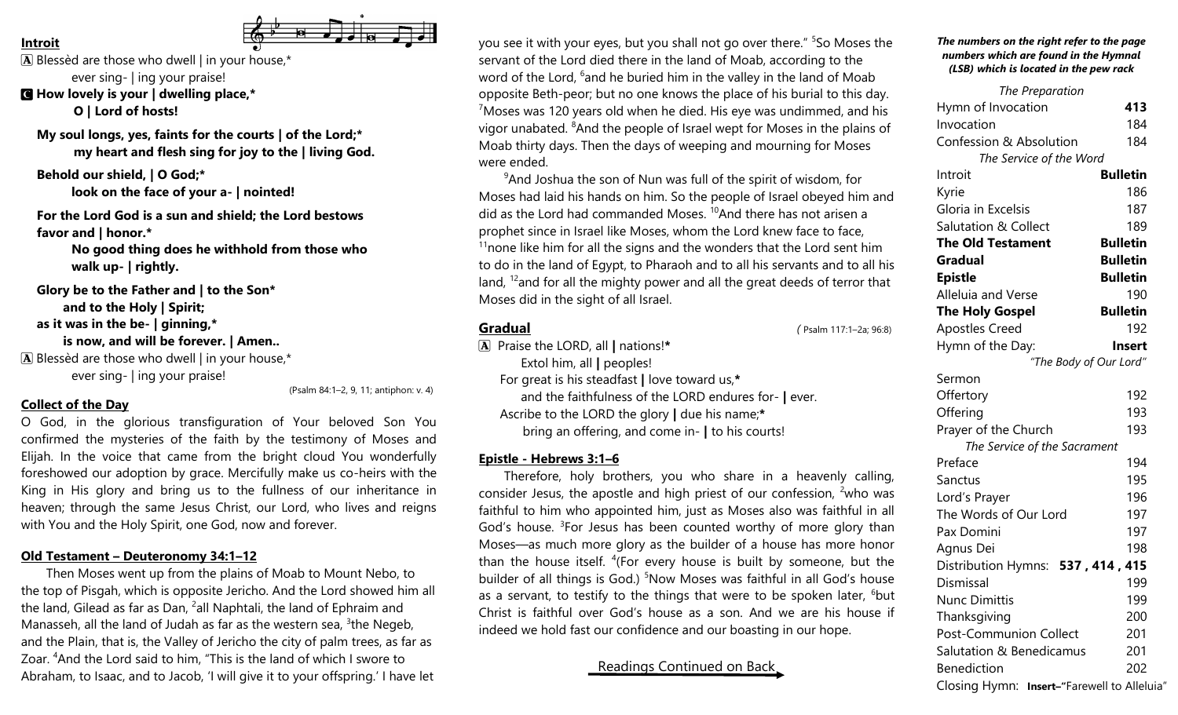## Introit

A Blessèd are those who dwell | in your house,*
ever sing- | ing your praise!

**C How lovely is your | dwelling place,***
**O | Lord of hosts!**

**My soul longs, yes, faints for the courts | of the Lord;***
**my heart and flesh sing for joy to the | living God.**

**Behold our shield, | O God;***
**look on the face of your a- | nointed!**

**For the Lord God is a sun and shield; the Lord bestows favor and | honor.***
**No good thing does he withhold from those who walk up- | rightly.**

**Glory be to the Father and | to the Son***
**and to the Holy | Spirit;**
**as it was in the be- | ginning,***
**is now, and will be forever. | Amen..**

A Blessèd are those who dwell | in your house,*
ever sing- | ing your praise!

(Psalm 84:1–2, 9, 11; antiphon: v. 4)

## Collect of the Day

O God, in the glorious transfiguration of Your beloved Son You confirmed the mysteries of the faith by the testimony of Moses and Elijah. In the voice that came from the bright cloud You wonderfully foreshowed our adoption by grace. Mercifully make us co-heirs with the King in His glory and bring us to the fullness of our inheritance in heaven; through the same Jesus Christ, our Lord, who lives and reigns with You and the Holy Spirit, one God, now and forever.

## Old Testament – Deuteronomy 34:1–12

Then Moses went up from the plains of Moab to Mount Nebo, to the top of Pisgah, which is opposite Jericho. And the Lord showed him all the land, Gilead as far as Dan, [2]all Naphtali, the land of Ephraim and Manasseh, all the land of Judah as far as the western sea, [3]the Negeb, and the Plain, that is, the Valley of Jericho the city of palm trees, as far as Zoar. [4]And the Lord said to him, "This is the land of which I swore to Abraham, to Isaac, and to Jacob, 'I will give it to your offspring.' I have let you see it with your eyes, but you shall not go over there." [5]So Moses the servant of the Lord died there in the land of Moab, according to the word of the Lord, [6]and he buried him in the valley in the land of Moab opposite Beth-peor; but no one knows the place of his burial to this day. [7]Moses was 120 years old when he died. His eye was undimmed, and his vigor unabated. [8]And the people of Israel wept for Moses in the plains of Moab thirty days. Then the days of weeping and mourning for Moses were ended.

[9]And Joshua the son of Nun was full of the spirit of wisdom, for Moses had laid his hands on him. So the people of Israel obeyed him and did as the Lord had commanded Moses. [10]And there has not arisen a prophet since in Israel like Moses, whom the Lord knew face to face, [11]none like him for all the signs and the wonders that the Lord sent him to do in the land of Egypt, to Pharaoh and to all his servants and to all his land, [12]and for all the mighty power and all the great deeds of terror that Moses did in the sight of all Israel.

## Gradual

( Psalm 117:1–2a; 96:8)

A Praise the LORD, all | nations!*
Extol him, all | peoples!
For great is his steadfast | love toward us,*
and the faithfulness of the LORD endures for- | ever.
Ascribe to the LORD the glory | due his name;*
bring an offering, and come in- | to his courts!

## Epistle - Hebrews 3:1–6

Therefore, holy brothers, you who share in a heavenly calling, consider Jesus, the apostle and high priest of our confession, [2]who was faithful to him who appointed him, just as Moses also was faithful in all God's house. [3]For Jesus has been counted worthy of more glory than Moses—as much more glory as the builder of a house has more honor than the house itself. [4](For every house is built by someone, but the builder of all things is God.) [5]Now Moses was faithful in all God's house as a servant, to testify to the things that were to be spoken later, [6]but Christ is faithful over God's house as a son. And we are his house if indeed we hold fast our confidence and our boasting in our hope.

Readings Continued on Back

***The numbers on the right refer to the page numbers which are found in the Hymnal (LSB) which is located in the pew rack***

| *The Preparation* | |
|---|---|
| Hymn of Invocation | **413** |
| Invocation | 184 |
| Confession & Absolution | 184 |
| *The Service of the Word* | |
| Introit | **Bulletin** |
| Kyrie | 186 |
| Gloria in Excelsis | 187 |
| Salutation & Collect | 189 |
| **The Old Testament** | **Bulletin** |
| **Gradual** | **Bulletin** |
| **Epistle** | **Bulletin** |
| Alleluia and Verse | 190 |
| **The Holy Gospel** | **Bulletin** |
| Apostles Creed | 192 |
| Hymn of the Day: | **Insert** |
| *"The Body of Our Lord"* | |
| Sermon | |
| Offertory | 192 |
| Offering | 193 |
| Prayer of the Church | 193 |
| *The Service of the Sacrament* | |
| Preface | 194 |
| Sanctus | 195 |
| Lord's Prayer | 196 |
| The Words of Our Lord | 197 |
| Pax Domini | 197 |
| Agnus Dei | 198 |
| Distribution Hymns: | **537 , 414 , 415** |
| Dismissal | 199 |
| Nunc Dimittis | 199 |
| Thanksgiving | 200 |
| Post-Communion Collect | 201 |
| Salutation & Benedicamus | 201 |
| Benediction | 202 |
| Closing Hymn: | **Insert–**"Farewell to Alleluia" |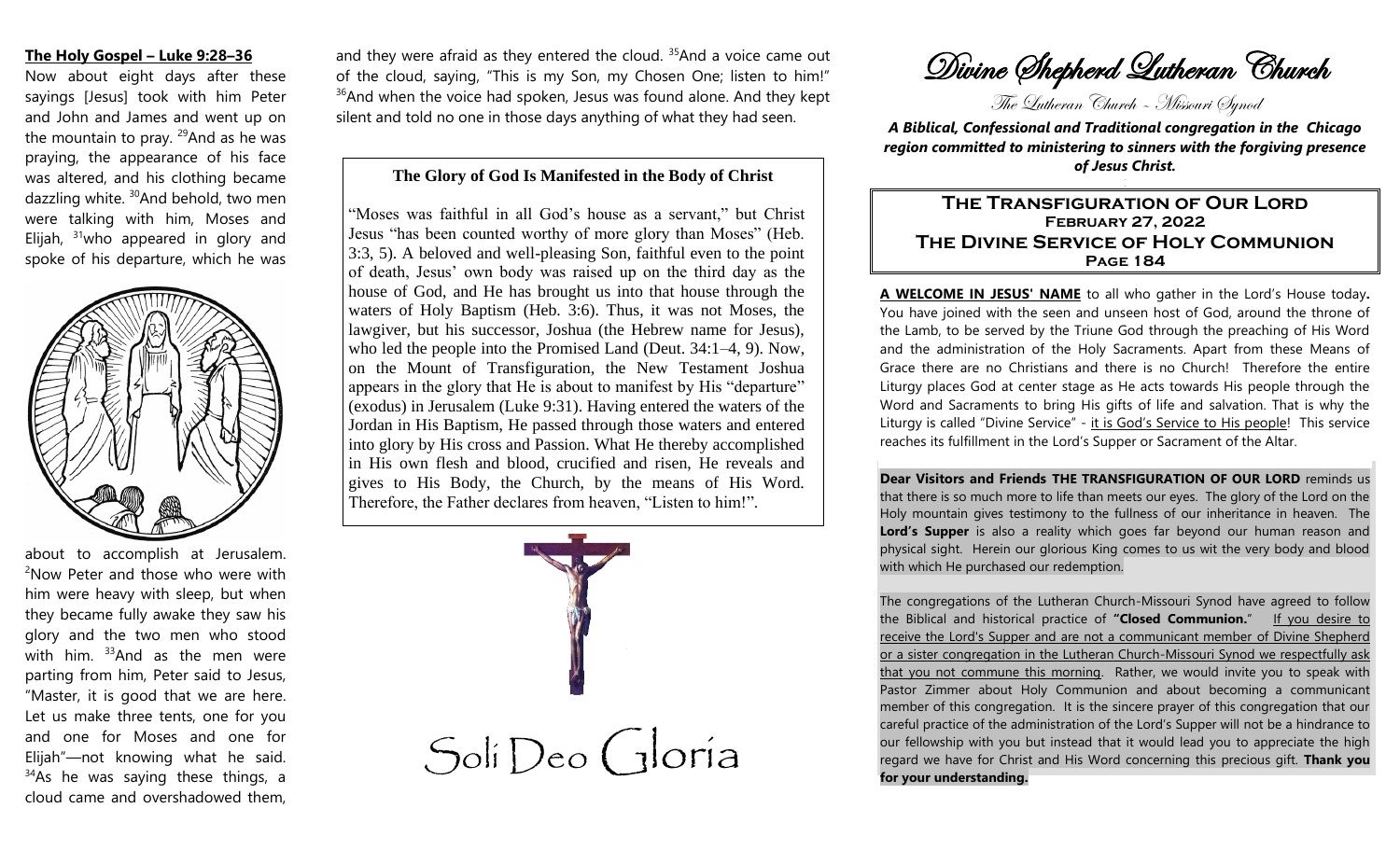**The Holy Gospel – Luke 9:28–36**

Now about eight days after these sayings [Jesus] took with him Peter and John and James and went up on the mountain to pray. [29]And as he was praying, the appearance of his face was altered, and his clothing became dazzling white. [30]And behold, two men were talking with him, Moses and Elijah, [31]who appeared in glory and spoke of his departure, which he was about to accomplish at Jerusalem. [2]Now Peter and those who were with him were heavy with sleep, but when they became fully awake they saw his glory and the two men who stood with him. [33]And as the men were parting from him, Peter said to Jesus, "Master, it is good that we are here. Let us make three tents, one for you and one for Moses and one for Elijah"—not knowing what he said. [34]As he was saying these things, a cloud came and overshadowed them, and they were afraid as they entered the cloud. [35]And a voice came out of the cloud, saying, "This is my Son, my Chosen One; listen to him!" [36]And when the voice had spoken, Jesus was found alone. And they kept silent and told no one in those days anything of what they had seen.

### The Glory of God Is Manifested in the Body of Christ

"Moses was faithful in all God's house as a servant," but Christ Jesus "has been counted worthy of more glory than Moses" (Heb. 3:3, 5). A beloved and well-pleasing Son, faithful even to the point of death, Jesus' own body was raised up on the third day as the house of God, and He has brought us into that house through the waters of Holy Baptism (Heb. 3:6). Thus, it was not Moses, the lawgiver, but his successor, Joshua (the Hebrew name for Jesus), who led the people into the Promised Land (Deut. 34:1–4, 9). Now, on the Mount of Transfiguration, the New Testament Joshua appears in the glory that He is about to manifest by His "departure" (exodus) in Jerusalem (Luke 9:31). Having entered the waters of the Jordan in His Baptism, He passed through those waters and entered into glory by His cross and Passion. What He thereby accomplished in His own flesh and blood, crucified and risen, He reveals and gives to His Body, the Church, by the means of His Word. Therefore, the Father declares from heaven, "Listen to him!".

Soli Deo Gloria

# Divine Shepherd Lutheran Church

The Lutheran Church – Missouri Synod

***A Biblical, Confessional and Traditional congregation in the Chicago region committed to ministering to sinners with the forgiving presence of Jesus Christ.***

## The Transfiguration of Our Lord
## February 27, 2022
## The Divine Service of Holy Communion
## Page 184

**A WELCOME IN JESUS' NAME** to all who gather in the Lord's House today**.** You have joined with the seen and unseen host of God, around the throne of the Lamb, to be served by the Triune God through the preaching of His Word and the administration of the Holy Sacraments. Apart from these Means of Grace there are no Christians and there is no Church! Therefore the entire Liturgy places God at center stage as He acts towards His people through the Word and Sacraments to bring His gifts of life and salvation. That is why the Liturgy is called "Divine Service" - it is God's Service to His people! This service reaches its fulfillment in the Lord's Supper or Sacrament of the Altar.

**Dear Visitors and Friends THE TRANSFIGURATION OF OUR LORD** reminds us that there is so much more to life than meets our eyes. The glory of the Lord on the Holy mountain gives testimony to the fullness of our inheritance in heaven. The **Lord's Supper** is also a reality which goes far beyond our human reason and physical sight. Herein our glorious King comes to us wit the very body and blood with which He purchased our redemption.

The congregations of the Lutheran Church-Missouri Synod have agreed to follow the Biblical and historical practice of **"Closed Communion.**" If you desire to receive the Lord's Supper and are not a communicant member of Divine Shepherd or a sister congregation in the Lutheran Church-Missouri Synod we respectfully ask that you not commune this morning. Rather, we would invite you to speak with Pastor Zimmer about Holy Communion and about becoming a communicant member of this congregation. It is the sincere prayer of this congregation that our careful practice of the administration of the Lord's Supper will not be a hindrance to our fellowship with you but instead that it would lead you to appreciate the high regard we have for Christ and His Word concerning this precious gift. **Thank you for your understanding.**